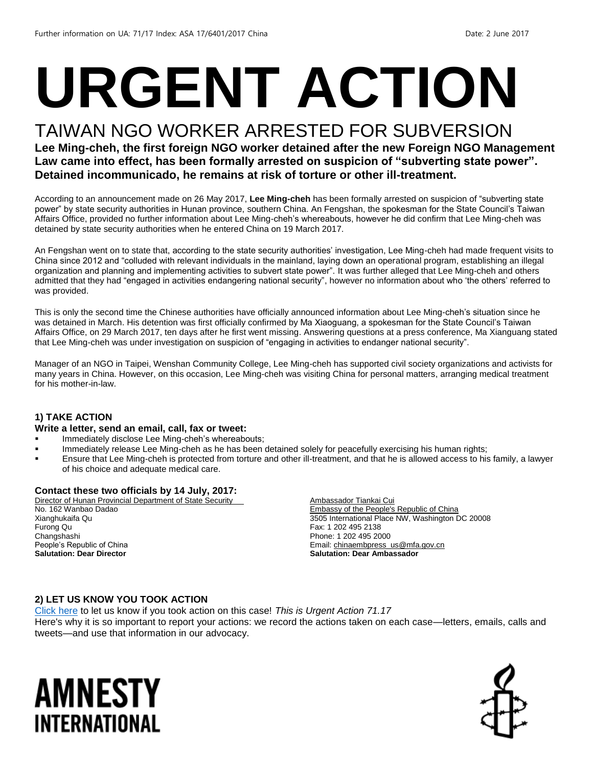Further information on UA: 71/17 Index: ASA 17/6401/2017 China Date: 2 June 2017

# URGENT ACTION

## TAIWAN NGO WORKER ARRESTED FOR SUBVERSION

**Lee Ming-cheh, the first foreign NGO worker detained after the new Foreign NGO Management Law came into effect, has been formally arrested on suspicion of "subverting state power". Detained incommunicado, he remains at risk of torture or other ill-treatment.**

According to an announcement made on 26 May 2017, **Lee Ming-cheh** has been formally arrested on suspicion of "subverting state power" by state security authorities in Hunan province, southern China. An Fengshan, the spokesman for the State Council's Taiwan Affairs Office, provided no further information about Lee Ming-cheh's whereabouts, however he did confirm that Lee Ming-cheh was detained by state security authorities when he entered China on 19 March 2017.

An Fengshan went on to state that, according to the state security authorities' investigation, Lee Ming-cheh had made frequent visits to China since 2012 and "colluded with relevant individuals in the mainland, laying down an operational program, establishing an illegal organization and planning and implementing activities to subvert state power". It was further alleged that Lee Ming-cheh and others admitted that they had "engaged in activities endangering national security", however no information about who 'the others' referred to was provided.

This is only the second time the Chinese authorities have officially announced information about Lee Ming-cheh's situation since he was detained in March. His detention was first officially confirmed by Ma Xiaoguang, a spokesman for the State Council's Taiwan Affairs Office, on 29 March 2017, ten days after he first went missing. Answering questions at a press conference, Ma Xianguang stated that Lee Ming-cheh was under investigation on suspicion of "engaging in activities to endanger national security".

Manager of an NGO in Taipei, Wenshan Community College, Lee Ming-cheh has supported civil society organizations and activists for many years in China. However, on this occasion, Lee Ming-cheh was visiting China for personal matters, arranging medical treatment for his mother-in-law.

### 1) TAKE ACTION

**Write a letter, send an email, call, fax or tweet:**

- Immediately disclose Lee Ming-cheh's whereabouts;
- Immediately release Lee Ming-cheh as he has been detained solely for peacefully exercising his human rights;
- Ensure that Lee Ming-cheh is protected from torture and other ill-treatment, and that he is allowed access to his family, a lawyer of his choice and adequate medical care.

**Contact these two officials by 14 July, 2017:**

Director of Hunan Provincial Department of State Security
No. 162 Wanbao Dadao
Xianghukaifa Qu
Furong Qu
Changshashi
People's Republic of China
**Salutation: Dear Director**

Ambassador Tiankai Cui
Embassy of the People's Republic of China
3505 International Place NW, Washington DC 20008
Fax: 1 202 495 2138
Phone: 1 202 495 2000
Email: chinaembpress_us@mfa.gov.cn
**Salutation: Dear Ambassador**

### 2) LET US KNOW YOU TOOK ACTION

Click here to let us know if you took action on this case! *This is Urgent Action 71.17*
Here's why it is so important to report your actions: we record the actions taken on each case—letters, emails, calls and tweets—and use that information in our advocacy.

AMNESTY INTERNATIONAL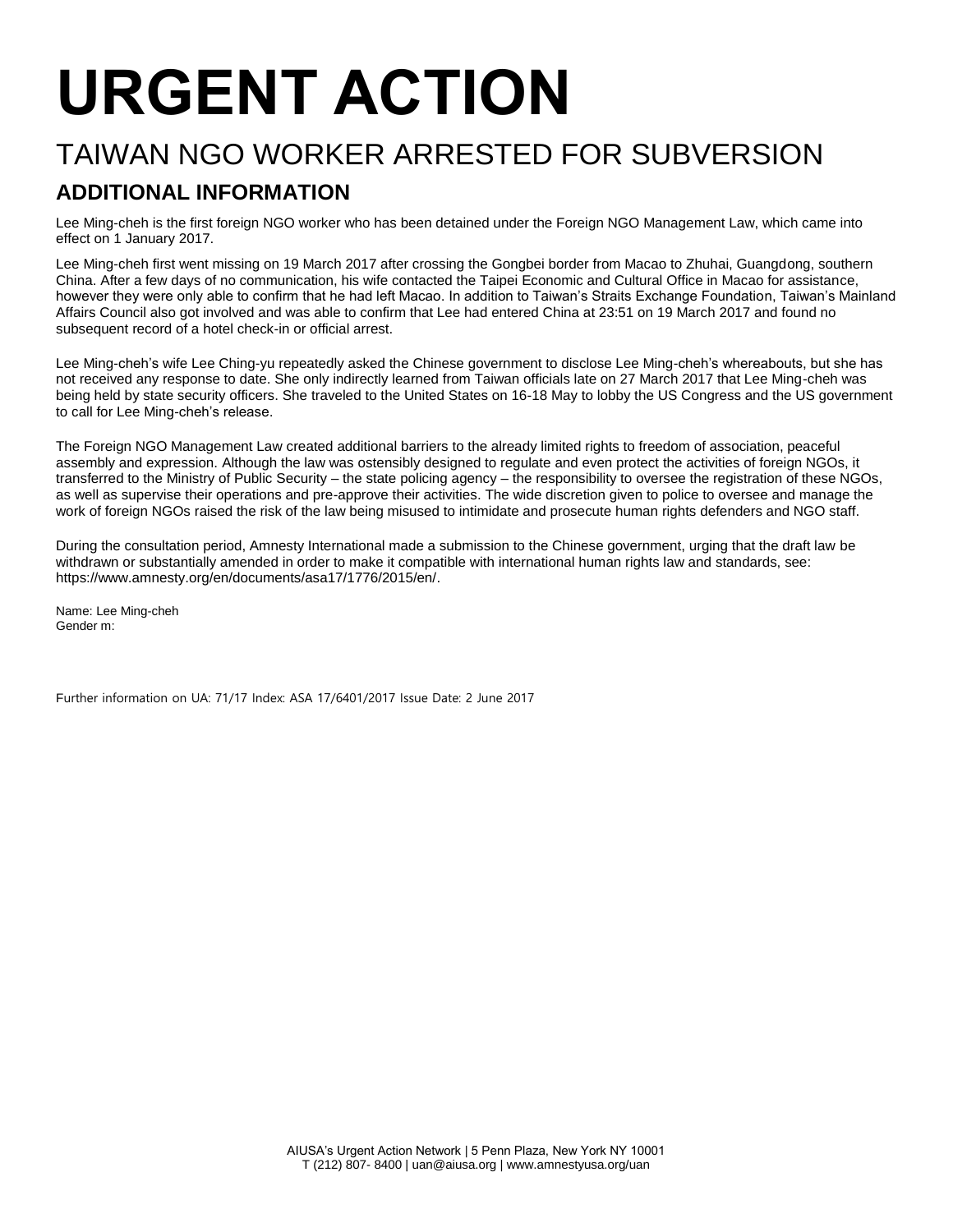# URGENT ACTION

## TAIWAN NGO WORKER ARRESTED FOR SUBVERSION

### ADDITIONAL INFORMATION

Lee Ming-cheh is the first foreign NGO worker who has been detained under the Foreign NGO Management Law, which came into effect on 1 January 2017.

Lee Ming-cheh first went missing on 19 March 2017 after crossing the Gongbei border from Macao to Zhuhai, Guangdong, southern China. After a few days of no communication, his wife contacted the Taipei Economic and Cultural Office in Macao for assistance, however they were only able to confirm that he had left Macao. In addition to Taiwan's Straits Exchange Foundation, Taiwan's Mainland Affairs Council also got involved and was able to confirm that Lee had entered China at 23:51 on 19 March 2017 and found no subsequent record of a hotel check-in or official arrest.

Lee Ming-cheh's wife Lee Ching-yu repeatedly asked the Chinese government to disclose Lee Ming-cheh's whereabouts, but she has not received any response to date. She only indirectly learned from Taiwan officials late on 27 March 2017 that Lee Ming-cheh was being held by state security officers. She traveled to the United States on 16-18 May to lobby the US Congress and the US government to call for Lee Ming-cheh's release.

The Foreign NGO Management Law created additional barriers to the already limited rights to freedom of association, peaceful assembly and expression. Although the law was ostensibly designed to regulate and even protect the activities of foreign NGOs, it transferred to the Ministry of Public Security – the state policing agency – the responsibility to oversee the registration of these NGOs, as well as supervise their operations and pre-approve their activities. The wide discretion given to police to oversee and manage the work of foreign NGOs raised the risk of the law being misused to intimidate and prosecute human rights defenders and NGO staff.

During the consultation period, Amnesty International made a submission to the Chinese government, urging that the draft law be withdrawn or substantially amended in order to make it compatible with international human rights law and standards, see: https://www.amnesty.org/en/documents/asa17/1776/2015/en/.

Name: Lee Ming-cheh
Gender m:

Further information on UA: 71/17 Index: ASA 17/6401/2017 Issue Date: 2 June 2017

AIUSA's Urgent Action Network | 5 Penn Plaza, New York NY 10001
T (212) 807- 8400 | uan@aiusa.org | www.amnestyusa.org/uan